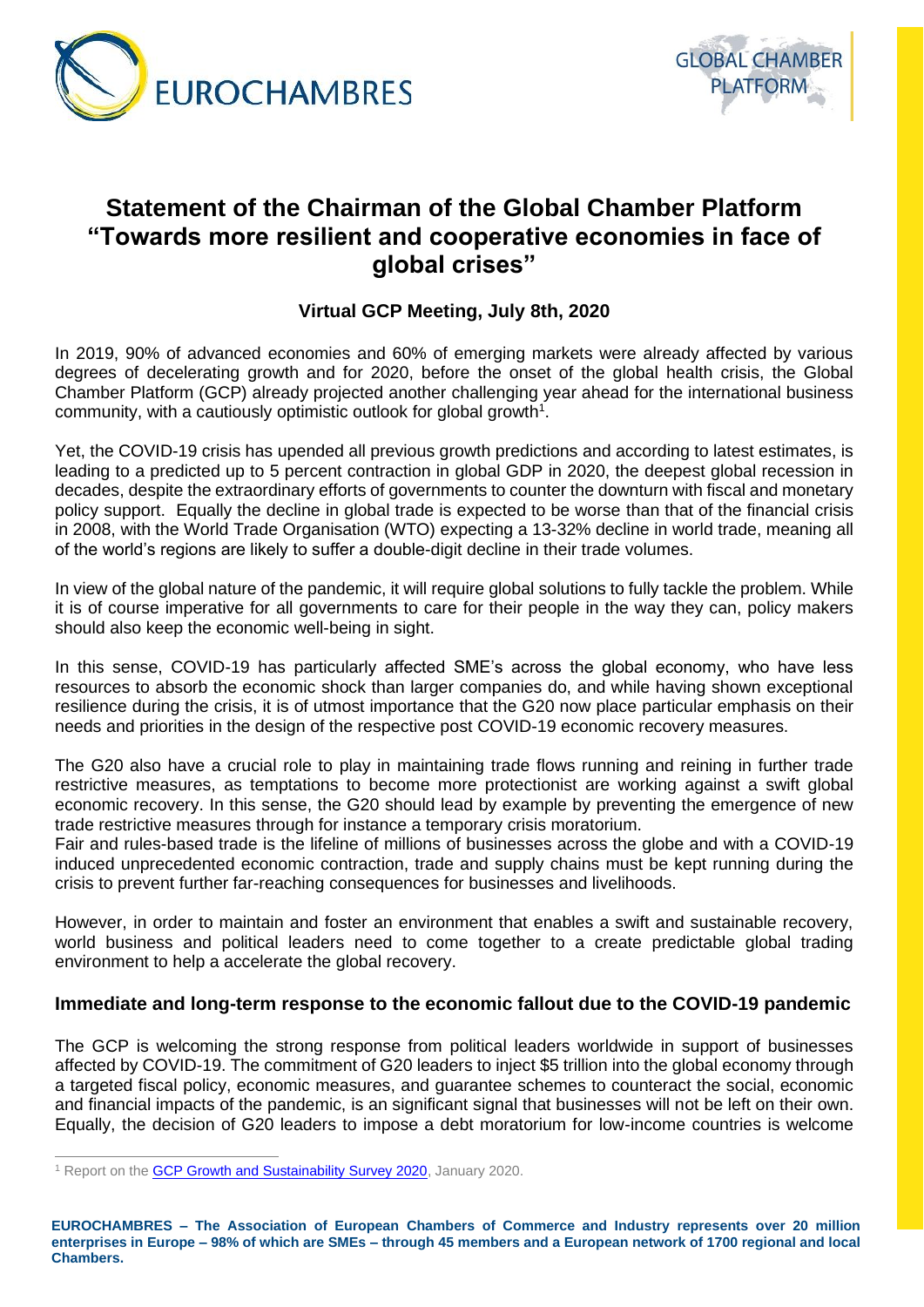# Statement of the Chairman of the Global Chamber Platform "Towards more resilient and cooperative economies in face of global crises"

### Virtual GCP Meeting, July 8th, 2020

In 2019, 90% of advanced economies and 60% of emerging markets were already affected by various degrees of decelerating growth and for 2020, before the onset of the global health crisis, the Global Chamber Platform (GCP) already projected another challenging year ahead for the international business community, with a cautiously optimistic outlook for global growth[1].

Yet, the COVID-19 crisis has upended all previous growth predictions and according to latest estimates, is leading to a predicted up to 5 percent contraction in global GDP in 2020, the deepest global recession in decades, despite the extraordinary efforts of governments to counter the downturn with fiscal and monetary policy support. Equally the decline in global trade is expected to be worse than that of the financial crisis in 2008, with the World Trade Organisation (WTO) expecting a 13-32% decline in world trade, meaning all of the world's regions are likely to suffer a double-digit decline in their trade volumes.

In view of the global nature of the pandemic, it will require global solutions to fully tackle the problem. While it is of course imperative for all governments to care for their people in the way they can, policy makers should also keep the economic well-being in sight.

In this sense, COVID-19 has particularly affected SME's across the global economy, who have less resources to absorb the economic shock than larger companies do, and while having shown exceptional resilience during the crisis, it is of utmost importance that the G20 now place particular emphasis on their needs and priorities in the design of the respective post COVID-19 economic recovery measures.

The G20 also have a crucial role to play in maintaining trade flows running and reining in further trade restrictive measures, as temptations to become more protectionist are working against a swift global economic recovery. In this sense, the G20 should lead by example by preventing the emergence of new trade restrictive measures through for instance a temporary crisis moratorium.

Fair and rules-based trade is the lifeline of millions of businesses across the globe and with a COVID-19 induced unprecedented economic contraction, trade and supply chains must be kept running during the crisis to prevent further far-reaching consequences for businesses and livelihoods.

However, in order to maintain and foster an environment that enables a swift and sustainable recovery, world business and political leaders need to come together to a create predictable global trading environment to help a accelerate the global recovery.

### Immediate and long-term response to the economic fallout due to the COVID-19 pandemic

The GCP is welcoming the strong response from political leaders worldwide in support of businesses affected by COVID-19. The commitment of G20 leaders to inject $5 trillion into the global economy through a targeted fiscal policy, economic measures, and guarantee schemes to counteract the social, economic and financial impacts of the pandemic, is an significant signal that businesses will not be left on their own. Equally, the decision of G20 leaders to impose a debt moratorium for low-income countries is welcome

---

[1] Report on the GCP Growth and Sustainability Survey 2020, January 2020.

**EUROCHAMBRES – The Association of European Chambers of Commerce and Industry represents over 20 million enterprises in Europe – 98% of which are SMEs – through 45 members and a European network of 1700 regional and local Chambers.**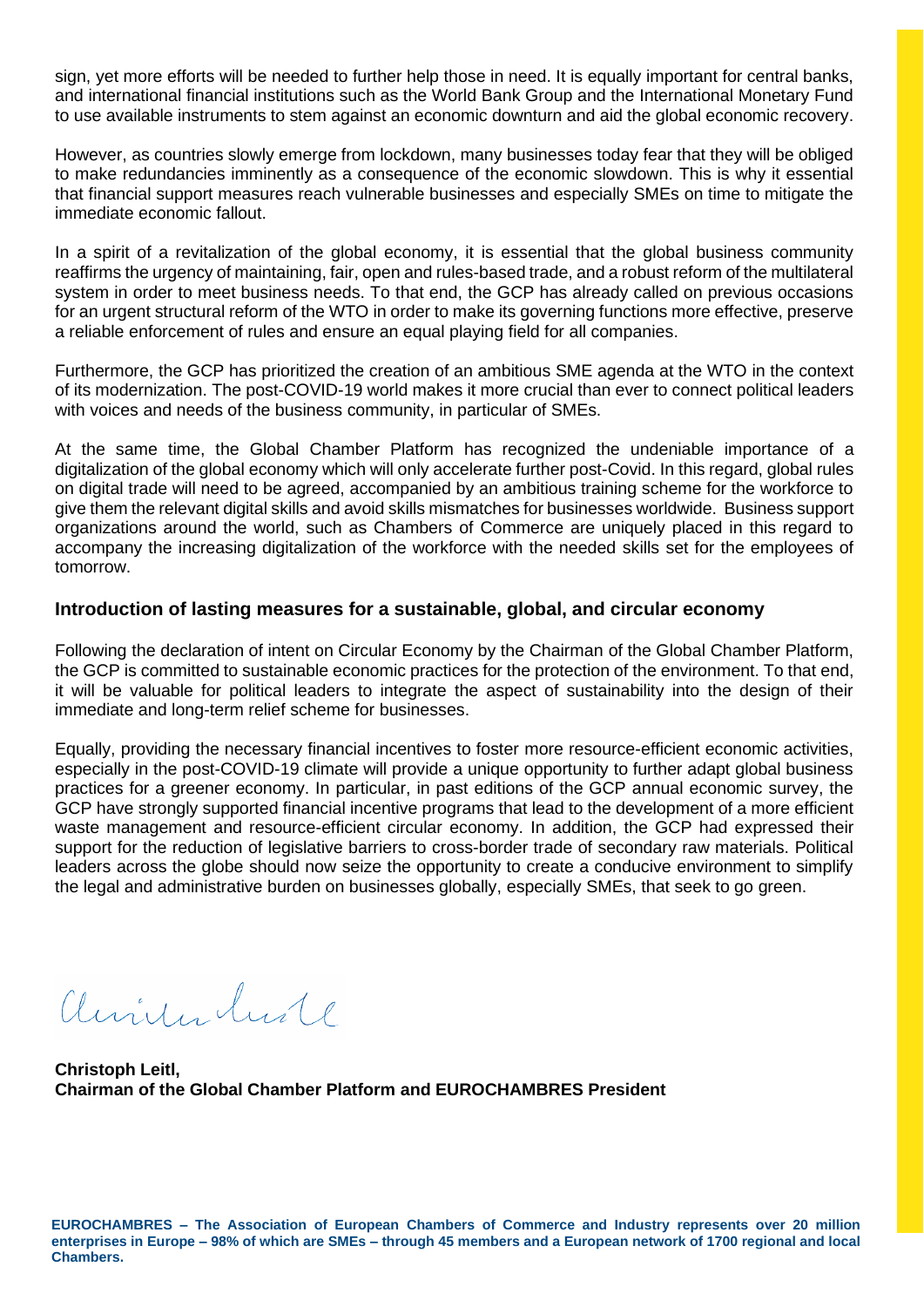sign, yet more efforts will be needed to further help those in need. It is equally important for central banks, and international financial institutions such as the World Bank Group and the International Monetary Fund to use available instruments to stem against an economic downturn and aid the global economic recovery.

However, as countries slowly emerge from lockdown, many businesses today fear that they will be obliged to make redundancies imminently as a consequence of the economic slowdown. This is why it essential that financial support measures reach vulnerable businesses and especially SMEs on time to mitigate the immediate economic fallout.

In a spirit of a revitalization of the global economy, it is essential that the global business community reaffirms the urgency of maintaining, fair, open and rules-based trade, and a robust reform of the multilateral system in order to meet business needs. To that end, the GCP has already called on previous occasions for an urgent structural reform of the WTO in order to make its governing functions more effective, preserve a reliable enforcement of rules and ensure an equal playing field for all companies.

Furthermore, the GCP has prioritized the creation of an ambitious SME agenda at the WTO in the context of its modernization. The post-COVID-19 world makes it more crucial than ever to connect political leaders with voices and needs of the business community, in particular of SMEs.

At the same time, the Global Chamber Platform has recognized the undeniable importance of a digitalization of the global economy which will only accelerate further post-Covid. In this regard, global rules on digital trade will need to be agreed, accompanied by an ambitious training scheme for the workforce to give them the relevant digital skills and avoid skills mismatches for businesses worldwide. Business support organizations around the world, such as Chambers of Commerce are uniquely placed in this regard to accompany the increasing digitalization of the workforce with the needed skills set for the employees of tomorrow.

### Introduction of lasting measures for a sustainable, global, and circular economy

Following the declaration of intent on Circular Economy by the Chairman of the Global Chamber Platform, the GCP is committed to sustainable economic practices for the protection of the environment. To that end, it will be valuable for political leaders to integrate the aspect of sustainability into the design of their immediate and long-term relief scheme for businesses.

Equally, providing the necessary financial incentives to foster more resource-efficient economic activities, especially in the post-COVID-19 climate will provide a unique opportunity to further adapt global business practices for a greener economy. In particular, in past editions of the GCP annual economic survey, the GCP have strongly supported financial incentive programs that lead to the development of a more efficient waste management and resource-efficient circular economy. In addition, the GCP had expressed their support for the reduction of legislative barriers to cross-border trade of secondary raw materials. Political leaders across the globe should now seize the opportunity to create a conducive environment to simplify the legal and administrative burden on businesses globally, especially SMEs, that seek to go green.

**Christoph Leitl,**
**Chairman of the Global Chamber Platform and EUROCHAMBRES President**

**EUROCHAMBRES – The Association of European Chambers of Commerce and Industry represents over 20 million enterprises in Europe – 98% of which are SMEs – through 45 members and a European network of 1700 regional and local Chambers.**